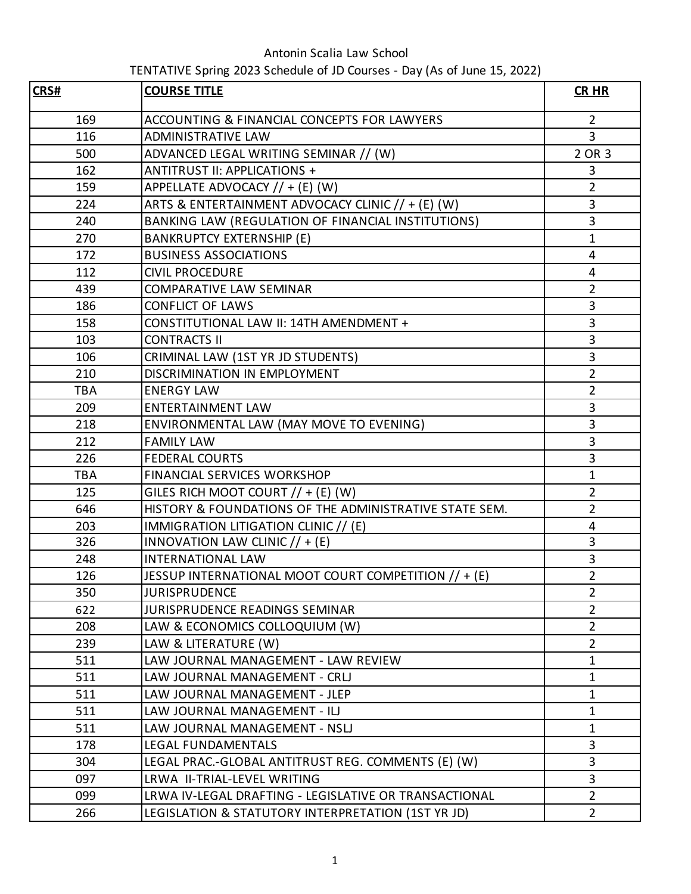Antonin Scalia Law School

TENTATIVE Spring 2023 Schedule of JD Courses - Day (As of June 15, 2022)

| CRS# | COURSE TITLE | CR HR |
|---|---|---|
| 169 | ACCOUNTING & FINANCIAL CONCEPTS FOR LAWYERS | 2 |
| 116 | ADMINISTRATIVE LAW | 3 |
| 500 | ADVANCED LEGAL WRITING SEMINAR // (W) | 2 OR 3 |
| 162 | ANTITRUST II: APPLICATIONS + | 3 |
| 159 | APPELLATE ADVOCACY // + (E) (W) | 2 |
| 224 | ARTS & ENTERTAINMENT ADVOCACY CLINIC // + (E) (W) | 3 |
| 240 | BANKING LAW (REGULATION OF FINANCIAL INSTITUTIONS) | 3 |
| 270 | BANKRUPTCY EXTERNSHIP (E) | 1 |
| 172 | BUSINESS ASSOCIATIONS | 4 |
| 112 | CIVIL PROCEDURE | 4 |
| 439 | COMPARATIVE LAW SEMINAR | 2 |
| 186 | CONFLICT OF LAWS | 3 |
| 158 | CONSTITUTIONAL LAW II: 14TH AMENDMENT + | 3 |
| 103 | CONTRACTS II | 3 |
| 106 | CRIMINAL LAW (1ST YR JD STUDENTS) | 3 |
| 210 | DISCRIMINATION IN EMPLOYMENT | 2 |
| TBA | ENERGY LAW | 2 |
| 209 | ENTERTAINMENT LAW | 3 |
| 218 | ENVIRONMENTAL LAW (MAY MOVE TO EVENING) | 3 |
| 212 | FAMILY LAW | 3 |
| 226 | FEDERAL COURTS | 3 |
| TBA | FINANCIAL SERVICES WORKSHOP | 1 |
| 125 | GILES RICH MOOT COURT // + (E) (W) | 2 |
| 646 | HISTORY & FOUNDATIONS OF THE ADMINISTRATIVE STATE SEM. | 2 |
| 203 | IMMIGRATION LITIGATION CLINIC // (E) | 4 |
| 326 | INNOVATION LAW CLINIC // + (E) | 3 |
| 248 | INTERNATIONAL LAW | 3 |
| 126 | JESSUP INTERNATIONAL MOOT COURT COMPETITION // + (E) | 2 |
| 350 | JURISPRUDENCE | 2 |
| 622 | JURISPRUDENCE READINGS SEMINAR | 2 |
| 208 | LAW & ECONOMICS COLLOQUIUM (W) | 2 |
| 239 | LAW & LITERATURE (W) | 2 |
| 511 | LAW JOURNAL MANAGEMENT - LAW REVIEW | 1 |
| 511 | LAW JOURNAL MANAGEMENT - CRLJ | 1 |
| 511 | LAW JOURNAL MANAGEMENT - JLEP | 1 |
| 511 | LAW JOURNAL MANAGEMENT - ILJ | 1 |
| 511 | LAW JOURNAL MANAGEMENT - NSLJ | 1 |
| 178 | LEGAL FUNDAMENTALS | 3 |
| 304 | LEGAL PRAC.-GLOBAL ANTITRUST REG. COMMENTS (E) (W) | 3 |
| 097 | LRWA II-TRIAL-LEVEL WRITING | 3 |
| 099 | LRWA IV-LEGAL DRAFTING - LEGISLATIVE OR TRANSACTIONAL | 2 |
| 266 | LEGISLATION & STATUTORY INTERPRETATION (1ST YR JD) | 2 |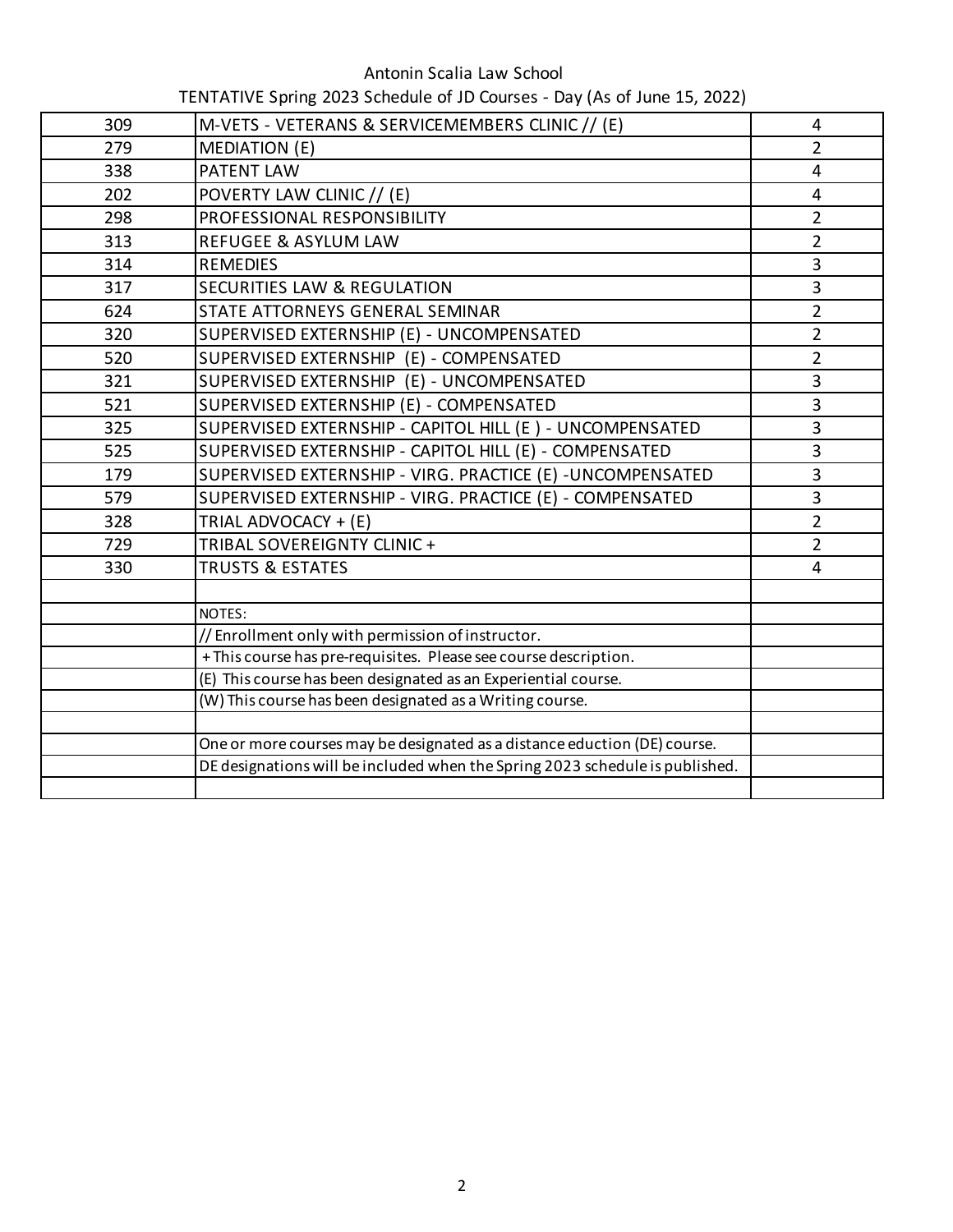Antonin Scalia Law School

TENTATIVE Spring 2023 Schedule of JD Courses - Day (As of June 15, 2022)

| | | |
|---|---|---|
| 309 | M-VETS - VETERANS & SERVICEMEMBERS CLINIC // (E) | 4 |
| 279 | MEDIATION (E) | 2 |
| 338 | PATENT LAW | 4 |
| 202 | POVERTY LAW CLINIC // (E) | 4 |
| 298 | PROFESSIONAL RESPONSIBILITY | 2 |
| 313 | REFUGEE & ASYLUM LAW | 2 |
| 314 | REMEDIES | 3 |
| 317 | SECURITIES LAW & REGULATION | 3 |
| 624 | STATE ATTORNEYS GENERAL SEMINAR | 2 |
| 320 | SUPERVISED EXTERNSHIP (E) - UNCOMPENSATED | 2 |
| 520 | SUPERVISED EXTERNSHIP (E) - COMPENSATED | 2 |
| 321 | SUPERVISED EXTERNSHIP (E) - UNCOMPENSATED | 3 |
| 521 | SUPERVISED EXTERNSHIP (E) - COMPENSATED | 3 |
| 325 | SUPERVISED EXTERNSHIP - CAPITOL HILL (E ) - UNCOMPENSATED | 3 |
| 525 | SUPERVISED EXTERNSHIP - CAPITOL HILL (E) - COMPENSATED | 3 |
| 179 | SUPERVISED EXTERNSHIP - VIRG. PRACTICE (E) -UNCOMPENSATED | 3 |
| 579 | SUPERVISED EXTERNSHIP - VIRG. PRACTICE (E) - COMPENSATED | 3 |
| 328 | TRIAL ADVOCACY + (E) | 2 |
| 729 | TRIBAL SOVEREIGNTY CLINIC + | 2 |
| 330 | TRUSTS & ESTATES | 4 |
| | | |
| | NOTES: | |
| | // Enrollment only with permission of instructor. | |
| | + This course has pre-requisites. Please see course description. | |
| | (E) This course has been designated as an Experiential course. | |
| | (W) This course has been designated as a Writing course. | |
| | | |
| | One or more courses may be designated as a distance eduction (DE) course. | |
| | DE designations will be included when the Spring 2023 schedule is published. | |
| | | |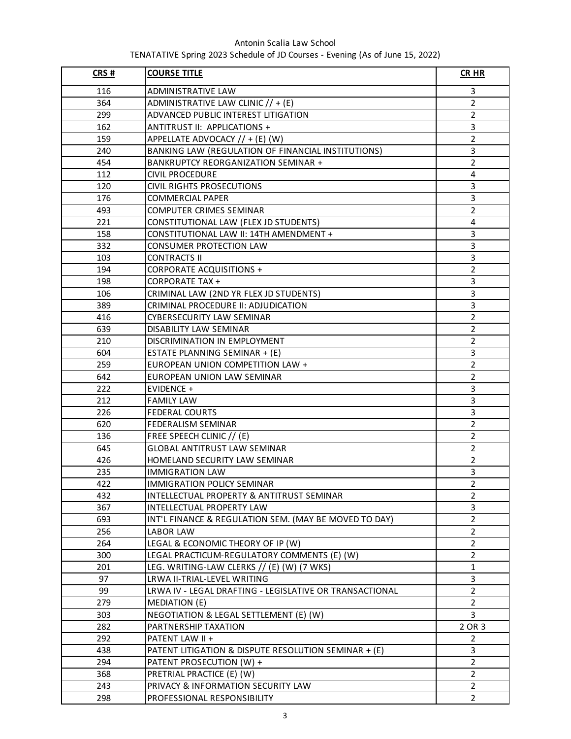Antonin Scalia Law School

TENATATIVE Spring 2023 Schedule of JD Courses - Evening (As of June 15, 2022)

| **CRS #** | **COURSE TITLE** | **CR HR** |
|---|---|---|
| 116 | ADMINISTRATIVE LAW | 3 |
| 364 | ADMINISTRATIVE LAW CLINIC // + (E) | 2 |
| 299 | ADVANCED PUBLIC INTEREST LITIGATION | 2 |
| 162 | ANTITRUST II: APPLICATIONS + | 3 |
| 159 | APPELLATE ADVOCACY // + (E) (W) | 2 |
| 240 | BANKING LAW (REGULATION OF FINANCIAL INSTITUTIONS) | 3 |
| 454 | BANKRUPTCY REORGANIZATION SEMINAR + | 2 |
| 112 | CIVIL PROCEDURE | 4 |
| 120 | CIVIL RIGHTS PROSECUTIONS | 3 |
| 176 | COMMERCIAL PAPER | 3 |
| 493 | COMPUTER CRIMES SEMINAR | 2 |
| 221 | CONSTITUTIONAL LAW (FLEX JD STUDENTS) | 4 |
| 158 | CONSTITUTIONAL LAW II: 14TH AMENDMENT + | 3 |
| 332 | CONSUMER PROTECTION LAW | 3 |
| 103 | CONTRACTS II | 3 |
| 194 | CORPORATE ACQUISITIONS + | 2 |
| 198 | CORPORATE TAX + | 3 |
| 106 | CRIMINAL LAW (2ND YR FLEX JD STUDENTS) | 3 |
| 389 | CRIMINAL PROCEDURE II: ADJUDICATION | 3 |
| 416 | CYBERSECURITY LAW SEMINAR | 2 |
| 639 | DISABILITY LAW SEMINAR | 2 |
| 210 | DISCRIMINATION IN EMPLOYMENT | 2 |
| 604 | ESTATE PLANNING SEMINAR + (E) | 3 |
| 259 | EUROPEAN UNION COMPETITION LAW + | 2 |
| 642 | EUROPEAN UNION LAW SEMINAR | 2 |
| 222 | EVIDENCE + | 3 |
| 212 | FAMILY LAW | 3 |
| 226 | FEDERAL COURTS | 3 |
| 620 | FEDERALISM SEMINAR | 2 |
| 136 | FREE SPEECH CLINIC // (E) | 2 |
| 645 | GLOBAL ANTITRUST LAW SEMINAR | 2 |
| 426 | HOMELAND SECURITY LAW SEMINAR | 2 |
| 235 | IMMIGRATION LAW | 3 |
| 422 | IMMIGRATION POLICY SEMINAR | 2 |
| 432 | INTELLECTUAL PROPERTY & ANTITRUST SEMINAR | 2 |
| 367 | INTELLECTUAL PROPERTY LAW | 3 |
| 693 | INT'L FINANCE & REGULATION SEM. (MAY BE MOVED TO DAY) | 2 |
| 256 | LABOR LAW | 2 |
| 264 | LEGAL & ECONOMIC THEORY OF IP (W) | 2 |
| 300 | LEGAL PRACTICUM-REGULATORY COMMENTS (E) (W) | 2 |
| 201 | LEG. WRITING-LAW CLERKS // (E) (W) (7 WKS) | 1 |
| 97 | LRWA II-TRIAL-LEVEL WRITING | 3 |
| 99 | LRWA IV - LEGAL DRAFTING - LEGISLATIVE OR TRANSACTIONAL | 2 |
| 279 | MEDIATION (E) | 2 |
| 303 | NEGOTIATION & LEGAL SETTLEMENT (E) (W) | 3 |
| 282 | PARTNERSHIP TAXATION | 2 OR 3 |
| 292 | PATENT LAW II + | 2 |
| 438 | PATENT LITIGATION & DISPUTE RESOLUTION SEMINAR + (E) | 3 |
| 294 | PATENT PROSECUTION (W) + | 2 |
| 368 | PRETRIAL PRACTICE (E) (W) | 2 |
| 243 | PRIVACY & INFORMATION SECURITY LAW | 2 |
| 298 | PROFESSIONAL RESPONSIBILITY | 2 |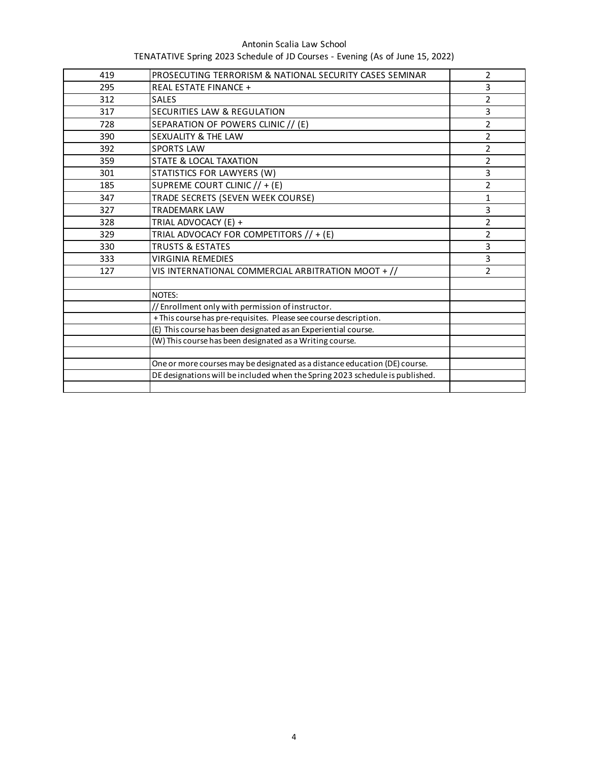Antonin Scalia Law School
TENATATIVE Spring 2023 Schedule of JD Courses - Evening (As of June 15, 2022)

| | | |
|---|---|---|
| 419 | PROSECUTING TERRORISM & NATIONAL SECURITY CASES SEMINAR | 2 |
| 295 | REAL ESTATE FINANCE + | 3 |
| 312 | SALES | 2 |
| 317 | SECURITIES LAW & REGULATION | 3 |
| 728 | SEPARATION OF POWERS CLINIC // (E) | 2 |
| 390 | SEXUALITY & THE LAW | 2 |
| 392 | SPORTS LAW | 2 |
| 359 | STATE & LOCAL TAXATION | 2 |
| 301 | STATISTICS FOR LAWYERS (W) | 3 |
| 185 | SUPREME COURT CLINIC // + (E) | 2 |
| 347 | TRADE SECRETS (SEVEN WEEK COURSE) | 1 |
| 327 | TRADEMARK LAW | 3 |
| 328 | TRIAL ADVOCACY (E) + | 2 |
| 329 | TRIAL ADVOCACY FOR COMPETITORS // + (E) | 2 |
| 330 | TRUSTS & ESTATES | 3 |
| 333 | VIRGINIA REMEDIES | 3 |
| 127 | VIS INTERNATIONAL COMMERCIAL ARBITRATION MOOT + // | 2 |
| | | |
| | NOTES: | |
| | // Enrollment only with permission of instructor. | |
| | + This course has pre-requisites. Please see course description. | |
| | (E) This course has been designated as an Experiential course. | |
| | (W) This course has been designated as a Writing course. | |
| | | |
| | One or more courses may be designated as a distance education (DE) course. | |
| | DE designations will be included when the Spring 2023 schedule is published. | |
| | | |